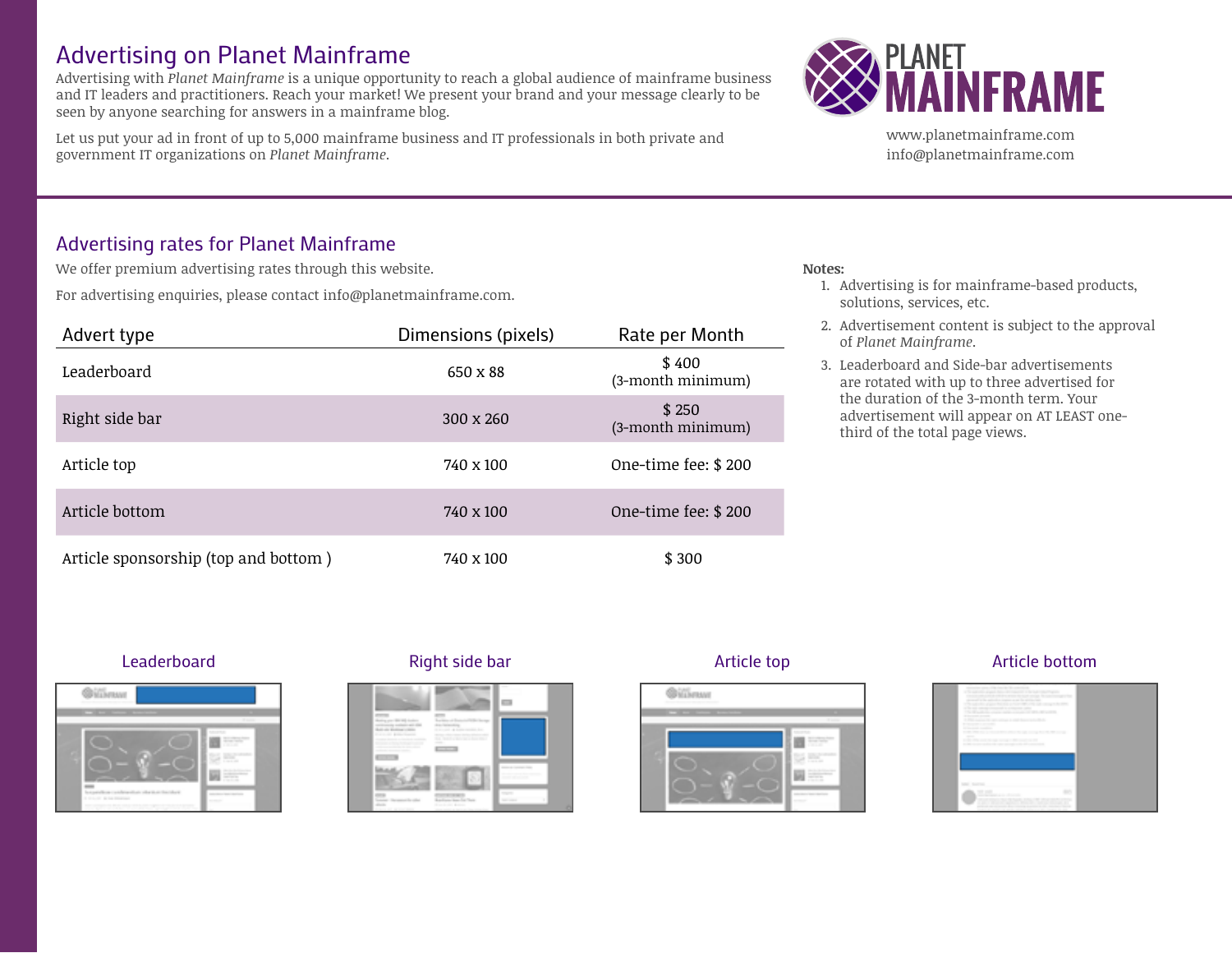# Advertising on Planet Mainframe

Advertising with *Planet Mainframe* is a unique opportunity to reach a global audience of mainframe business and IT leaders and practitioners. Reach your market! We present your brand and your message clearly to be seen by anyone searching for answers in a mainframe blog.

Let us put your ad in front of up to 5,000 mainframe business and IT professionals in both private and government IT organizations on *Planet Mainframe*.

PLANET MAINFRAME

www.planetmainframe.com
info@planetmainframe.com

## Advertising rates for Planet Mainframe

We offer premium advertising rates through this website.

For advertising enquiries, please contact info@planetmainframe.com.

| Advert type | Dimensions (pixels) | Rate per Month |
|---|---|---|
| Leaderboard | 650 x 88 | $ 400 (3-month minimum) |
| Right side bar | 300 x 260 | $ 250 (3-month minimum) |
| Article top | 740 x 100 | One-time fee: $ 200 |
| Article bottom | 740 x 100 | One-time fee: $ 200 |
| Article sponsorship (top and bottom ) | 740 x 100 | $ 300 |

**Notes:**

1. Advertising is for mainframe-based products, solutions, services, etc.
2. Advertisement content is subject to the approval of *Planet Mainframe*.
3. Leaderboard and Side-bar advertisements are rotated with up to three advertised for the duration of the 3-month term. Your advertisement will appear on AT LEAST one-third of the total page views.

Leaderboard

Right side bar

Article top

Article bottom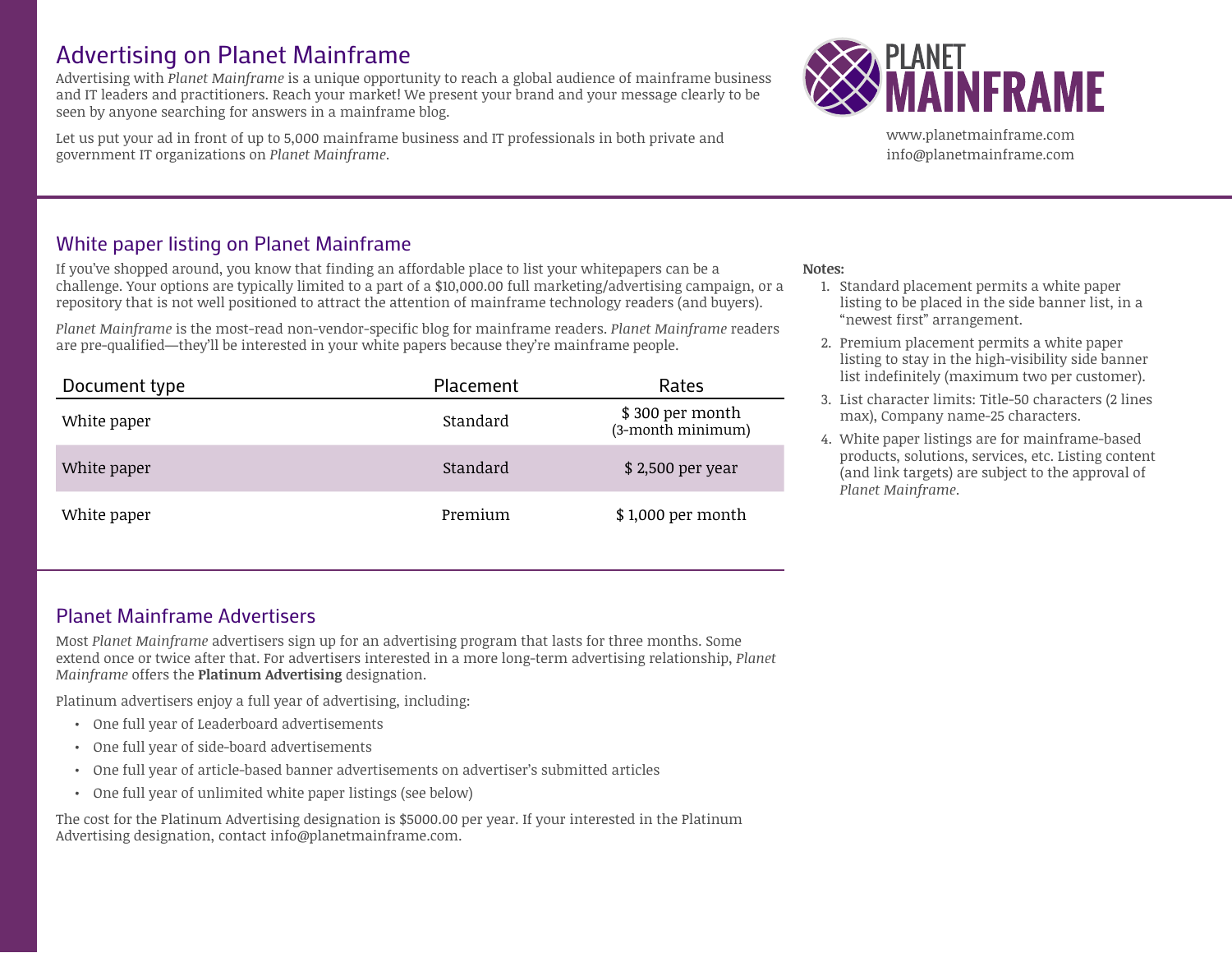# Advertising on Planet Mainframe

Advertising with *Planet Mainframe* is a unique opportunity to reach a global audience of mainframe business and IT leaders and practitioners. Reach your market! We present your brand and your message clearly to be seen by anyone searching for answers in a mainframe blog.

Let us put your ad in front of up to 5,000 mainframe business and IT professionals in both private and government IT organizations on *Planet Mainframe*.

PLANET MAINFRAME

www.planetmainframe.com
info@planetmainframe.com

## White paper listing on Planet Mainframe

If you've shopped around, you know that finding an affordable place to list your whitepapers can be a challenge. Your options are typically limited to a part of a $10,000.00 full marketing/advertising campaign, or a repository that is not well positioned to attract the attention of mainframe technology readers (and buyers).

*Planet Mainframe* is the most-read non-vendor-specific blog for mainframe readers. *Planet Mainframe* readers are pre-qualified—they'll be interested in your white papers because they're mainframe people.

| Document type | Placement | Rates |
|---|---|---|
| White paper | Standard | $ 300 per month (3-month minimum) |
| White paper | Standard | $ 2,500 per year |
| White paper | Premium | $ 1,000 per month |

**Notes:**

1. Standard placement permits a white paper listing to be placed in the side banner list, in a "newest first" arrangement.
2. Premium placement permits a white paper listing to stay in the high-visibility side banner list indefinitely (maximum two per customer).
3. List character limits: Title-50 characters (2 lines max), Company name-25 characters.
4. White paper listings are for mainframe-based products, solutions, services, etc. Listing content (and link targets) are subject to the approval of *Planet Mainframe*.

## Planet Mainframe Advertisers

Most *Planet Mainframe* advertisers sign up for an advertising program that lasts for three months. Some extend once or twice after that. For advertisers interested in a more long-term advertising relationship, *Planet Mainframe* offers the **Platinum Advertising** designation.

Platinum advertisers enjoy a full year of advertising, including:

- One full year of Leaderboard advertisements
- One full year of side-board advertisements
- One full year of article-based banner advertisements on advertiser's submitted articles
- One full year of unlimited white paper listings (see below)

The cost for the Platinum Advertising designation is $5000.00 per year. If your interested in the Platinum Advertising designation, contact info@planetmainframe.com.